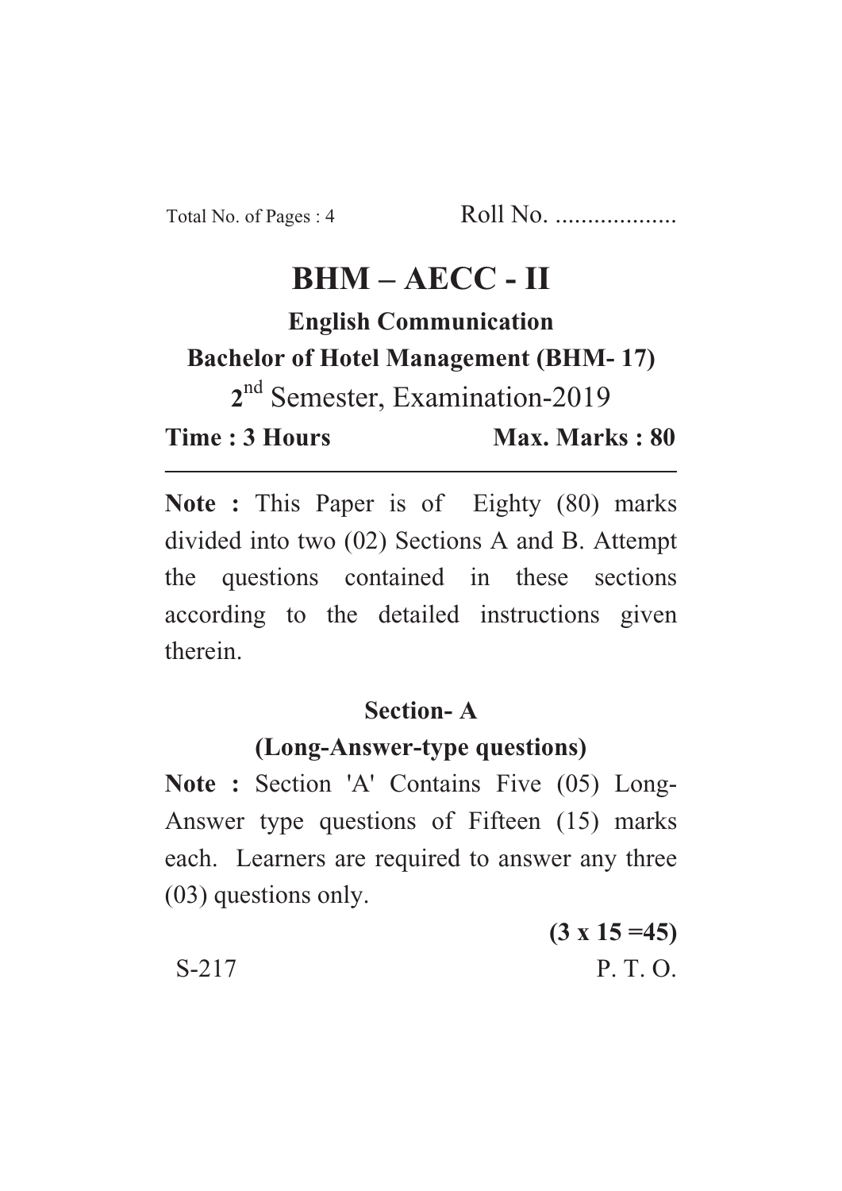Total No. of Pages : 4 Roll No. ...................

# BHM – AECC - II

**English Communication**

**Bachelor of Hotel Management (BHM- 17)**

2nd Semester, Examination-2019

**Time : 3 Hours** **Max. Marks : 80**

---

**Note :** This Paper is of Eighty (80) marks divided into two (02) Sections A and B. Attempt the questions contained in these sections according to the detailed instructions given therein.

## Section- A

### (Long-Answer-type questions)

**Note :** Section 'A' Contains Five (05) Long-Answer type questions of Fifteen (15) marks each. Learners are required to answer any three (03) questions only.

**(3 x 15 =45)**

S-217 P. T. O.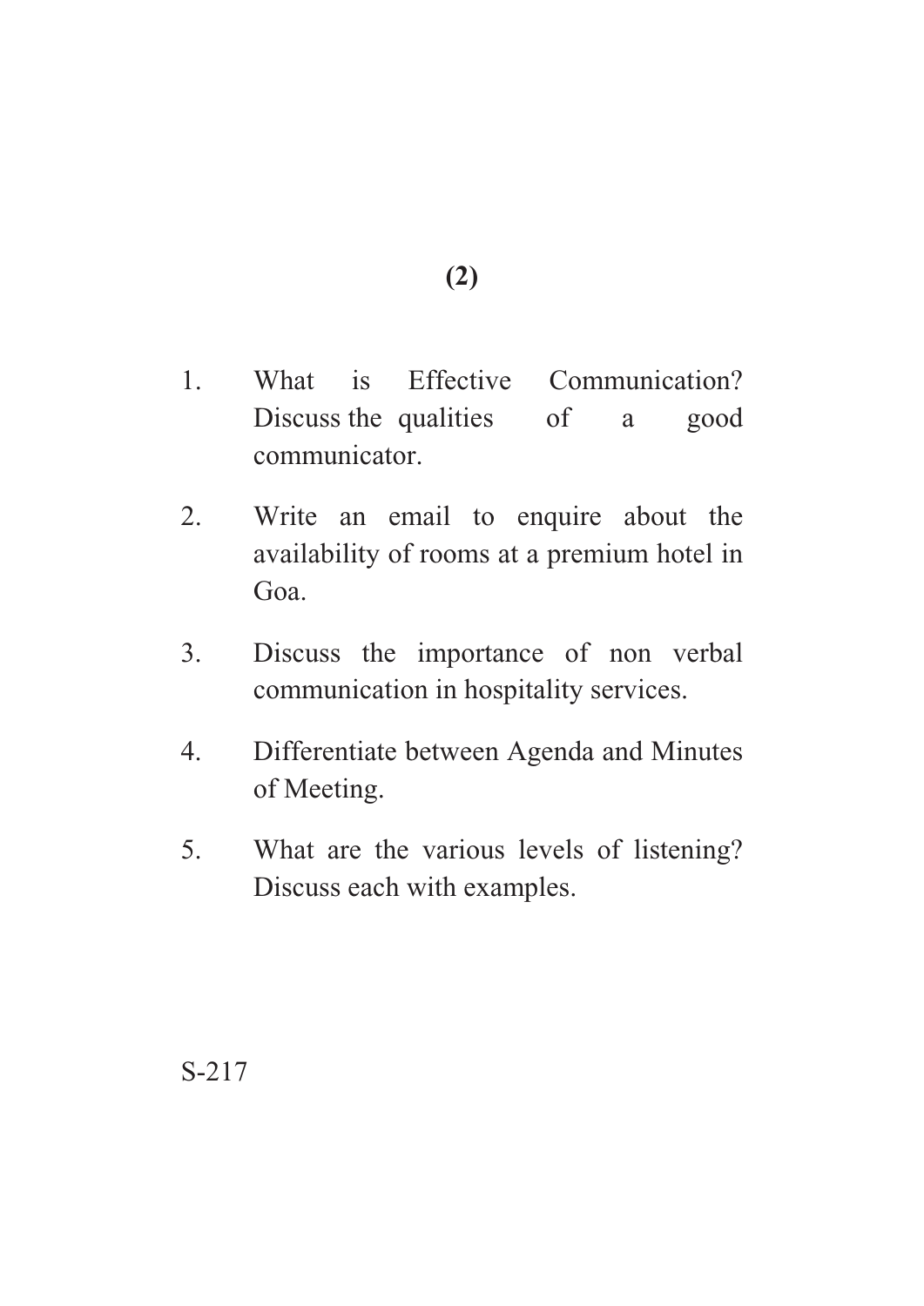1. What is Effective Communication? Discuss the qualities of a good communicator.

2. Write an email to enquire about the availability of rooms at a premium hotel in Goa.

3. Discuss the importance of non verbal communication in hospitality services.

4. Differentiate between Agenda and Minutes of Meeting.

5. What are the various levels of listening? Discuss each with examples.

S-217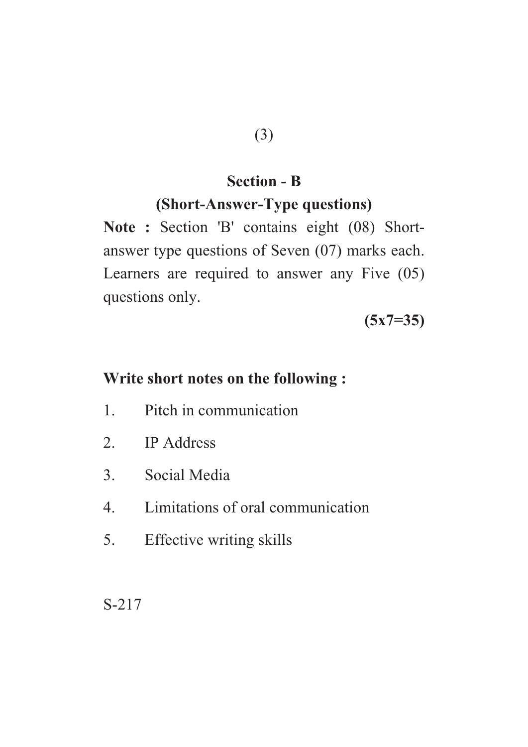## Section - B

### (Short-Answer-Type questions)

**Note :** Section 'B' contains eight (08) Short-answer type questions of Seven (07) marks each. Learners are required to answer any Five (05) questions only.

**(5x7=35)**

**Write short notes on the following :**

1. Pitch in communication
2. IP Address
3. Social Media
4. Limitations of oral communication
5. Effective writing skills

S-217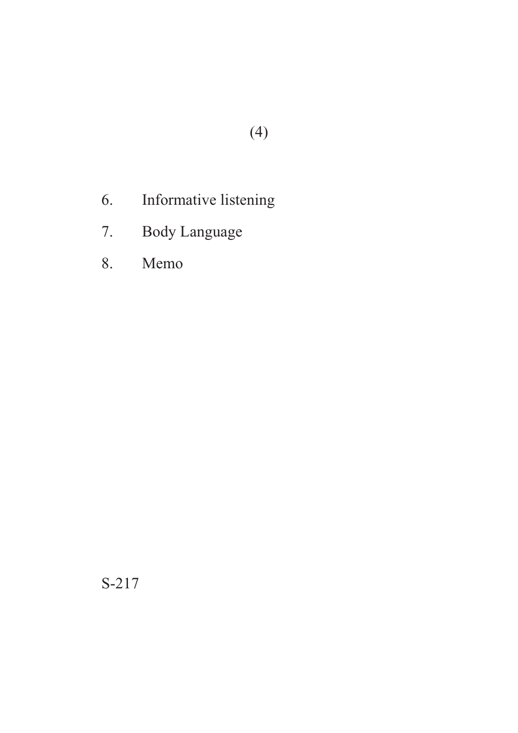6. Informative listening
7. Body Language
8. Memo

S-217